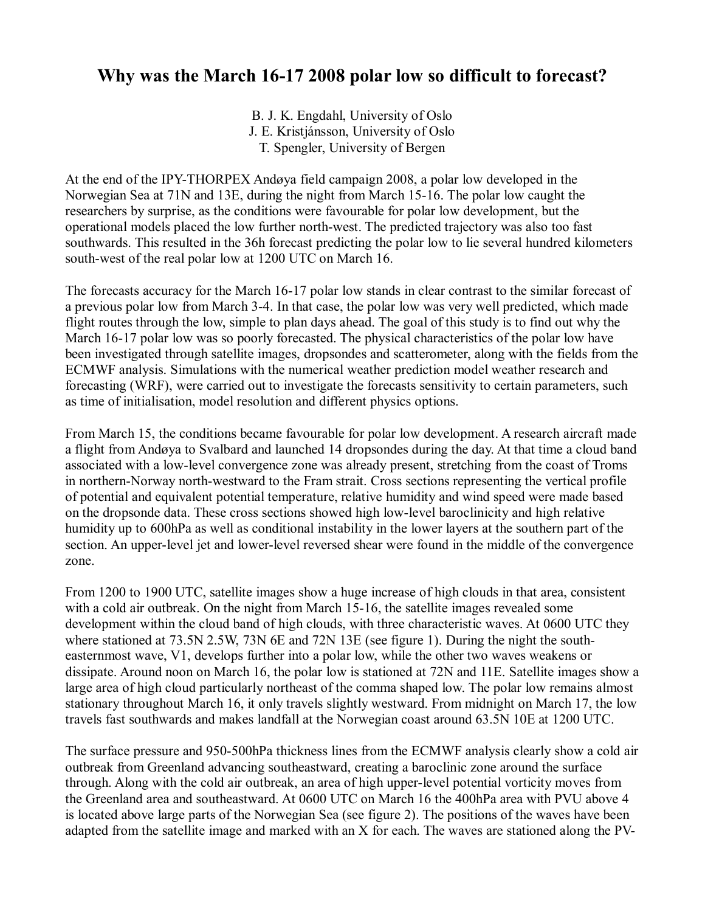# Why was the March 16-17 2008 polar low so difficult to forecast?

B. J. K. Engdahl, University of Oslo
J. E. Kristjánsson, University of Oslo
T. Spengler, University of Bergen

At the end of the IPY-THORPEX Andøya field campaign 2008, a polar low developed in the Norwegian Sea at 71N and 13E, during the night from March 15-16. The polar low caught the researchers by surprise, as the conditions were favourable for polar low development, but the operational models placed the low further north-west. The predicted trajectory was also too fast southwards. This resulted in the 36h forecast predicting the polar low to lie several hundred kilometers south-west of the real polar low at 1200 UTC on March 16.

The forecasts accuracy for the March 16-17 polar low stands in clear contrast to the similar forecast of a previous polar low from March 3-4. In that case, the polar low was very well predicted, which made flight routes through the low, simple to plan days ahead. The goal of this study is to find out why the March 16-17 polar low was so poorly forecasted. The physical characteristics of the polar low have been investigated through satellite images, dropsondes and scatterometer, along with the fields from the ECMWF analysis. Simulations with the numerical weather prediction model weather research and forecasting (WRF), were carried out to investigate the forecasts sensitivity to certain parameters, such as time of initialisation, model resolution and different physics options.

From March 15, the conditions became favourable for polar low development. A research aircraft made a flight from Andøya to Svalbard and launched 14 dropsondes during the day. At that time a cloud band associated with a low-level convergence zone was already present, stretching from the coast of Troms in northern-Norway north-westward to the Fram strait. Cross sections representing the vertical profile of potential and equivalent potential temperature, relative humidity and wind speed were made based on the dropsonde data. These cross sections showed high low-level baroclinicity and high relative humidity up to 600hPa as well as conditional instability in the lower layers at the southern part of the section. An upper-level jet and lower-level reversed shear were found in the middle of the convergence zone.

From 1200 to 1900 UTC, satellite images show a huge increase of high clouds in that area, consistent with a cold air outbreak. On the night from March 15-16, the satellite images revealed some development within the cloud band of high clouds, with three characteristic waves. At 0600 UTC they where stationed at 73.5N 2.5W, 73N 6E and 72N 13E (see figure 1). During the night the south-easternmost wave, V1, develops further into a polar low, while the other two waves weakens or dissipate. Around noon on March 16, the polar low is stationed at 72N and 11E. Satellite images show a large area of high cloud particularly northeast of the comma shaped low. The polar low remains almost stationary throughout March 16, it only travels slightly westward. From midnight on March 17, the low travels fast southwards and makes landfall at the Norwegian coast around 63.5N 10E at 1200 UTC.

The surface pressure and 950-500hPa thickness lines from the ECMWF analysis clearly show a cold air outbreak from Greenland advancing southeastward, creating a baroclinic zone around the surface through. Along with the cold air outbreak, an area of high upper-level potential vorticity moves from the Greenland area and southeastward. At 0600 UTC on March 16 the 400hPa area with PVU above 4 is located above large parts of the Norwegian Sea (see figure 2). The positions of the waves have been adapted from the satellite image and marked with an X for each. The waves are stationed along the PV-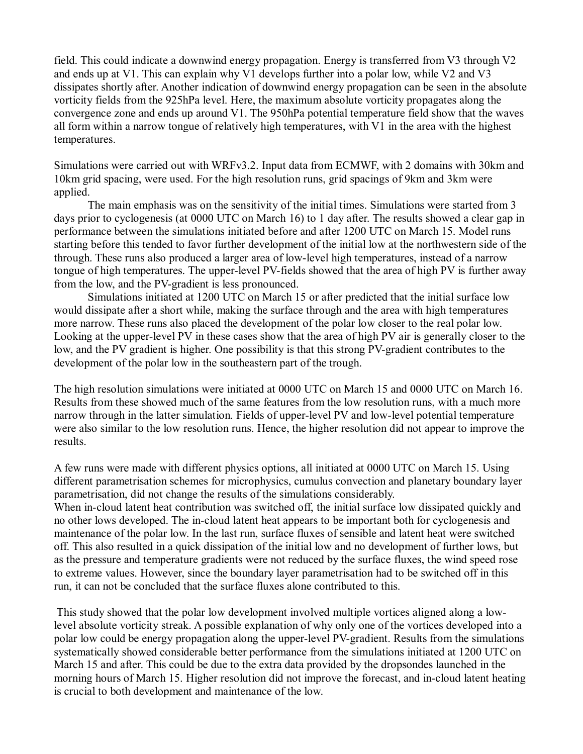field. This could indicate a downwind energy propagation. Energy is transferred from V3 through V2 and ends up at V1. This can explain why V1 develops further into a polar low, while V2 and V3 dissipates shortly after. Another indication of downwind energy propagation can be seen in the absolute vorticity fields from the 925hPa level. Here, the maximum absolute vorticity propagates along the convergence zone and ends up around V1. The 950hPa potential temperature field show that the waves all form within a narrow tongue of relatively high temperatures, with V1 in the area with the highest temperatures.

Simulations were carried out with WRFv3.2. Input data from ECMWF, with 2 domains with 30km and 10km grid spacing, were used. For the high resolution runs, grid spacings of 9km and 3km were applied.

The main emphasis was on the sensitivity of the initial times. Simulations were started from 3 days prior to cyclogenesis (at 0000 UTC on March 16) to 1 day after. The results showed a clear gap in performance between the simulations initiated before and after 1200 UTC on March 15. Model runs starting before this tended to favor further development of the initial low at the northwestern side of the through. These runs also produced a larger area of low-level high temperatures, instead of a narrow tongue of high temperatures. The upper-level PV-fields showed that the area of high PV is further away from the low, and the PV-gradient is less pronounced.

Simulations initiated at 1200 UTC on March 15 or after predicted that the initial surface low would dissipate after a short while, making the surface through and the area with high temperatures more narrow. These runs also placed the development of the polar low closer to the real polar low. Looking at the upper-level PV in these cases show that the area of high PV air is generally closer to the low, and the PV gradient is higher. One possibility is that this strong PV-gradient contributes to the development of the polar low in the southeastern part of the trough.

The high resolution simulations were initiated at 0000 UTC on March 15 and 0000 UTC on March 16. Results from these showed much of the same features from the low resolution runs, with a much more narrow through in the latter simulation. Fields of upper-level PV and low-level potential temperature were also similar to the low resolution runs. Hence, the higher resolution did not appear to improve the results.

A few runs were made with different physics options, all initiated at 0000 UTC on March 15. Using different parametrisation schemes for microphysics, cumulus convection and planetary boundary layer parametrisation, did not change the results of the simulations considerably.
When in-cloud latent heat contribution was switched off, the initial surface low dissipated quickly and no other lows developed. The in-cloud latent heat appears to be important both for cyclogenesis and maintenance of the polar low. In the last run, surface fluxes of sensible and latent heat were switched off. This also resulted in a quick dissipation of the initial low and no development of further lows, but as the pressure and temperature gradients were not reduced by the surface fluxes, the wind speed rose to extreme values. However, since the boundary layer parametrisation had to be switched off in this run, it can not be concluded that the surface fluxes alone contributed to this.

This study showed that the polar low development involved multiple vortices aligned along a low-level absolute vorticity streak. A possible explanation of why only one of the vortices developed into a polar low could be energy propagation along the upper-level PV-gradient. Results from the simulations systematically showed considerable better performance from the simulations initiated at 1200 UTC on March 15 and after. This could be due to the extra data provided by the dropsondes launched in the morning hours of March 15. Higher resolution did not improve the forecast, and in-cloud latent heating is crucial to both development and maintenance of the low.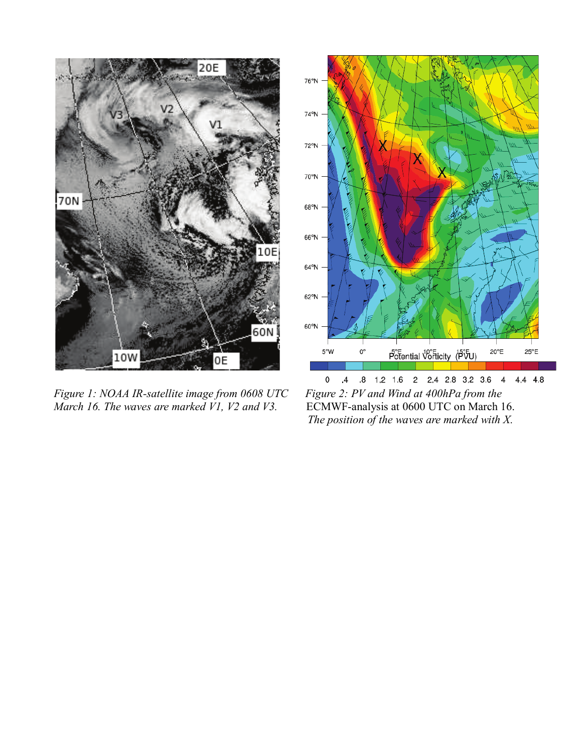20E

V3

V2

V1

70N

10E

60N

10W

0E

*Figure 1: NOAA IR-satellite image from 0608 UTC March 16. The waves are marked V1, V2 and V3.*

76°N

74°N

72°N

70°N

68°N

66°N

64°N

62°N

60°N

X

X

X

5°W 0° 5°E 10°E 15°E 20°E 25°E

Potential Vorticity (PVU)

0 .4 .8 1.2 1.6 2 2.4 2.8 3.2 3.6 4 4.4 4.8

*Figure 2: PV and Wind at 400hPa from the* ECMWF-analysis at 0600 UTC on March 16. *The position of the waves are marked with X.*